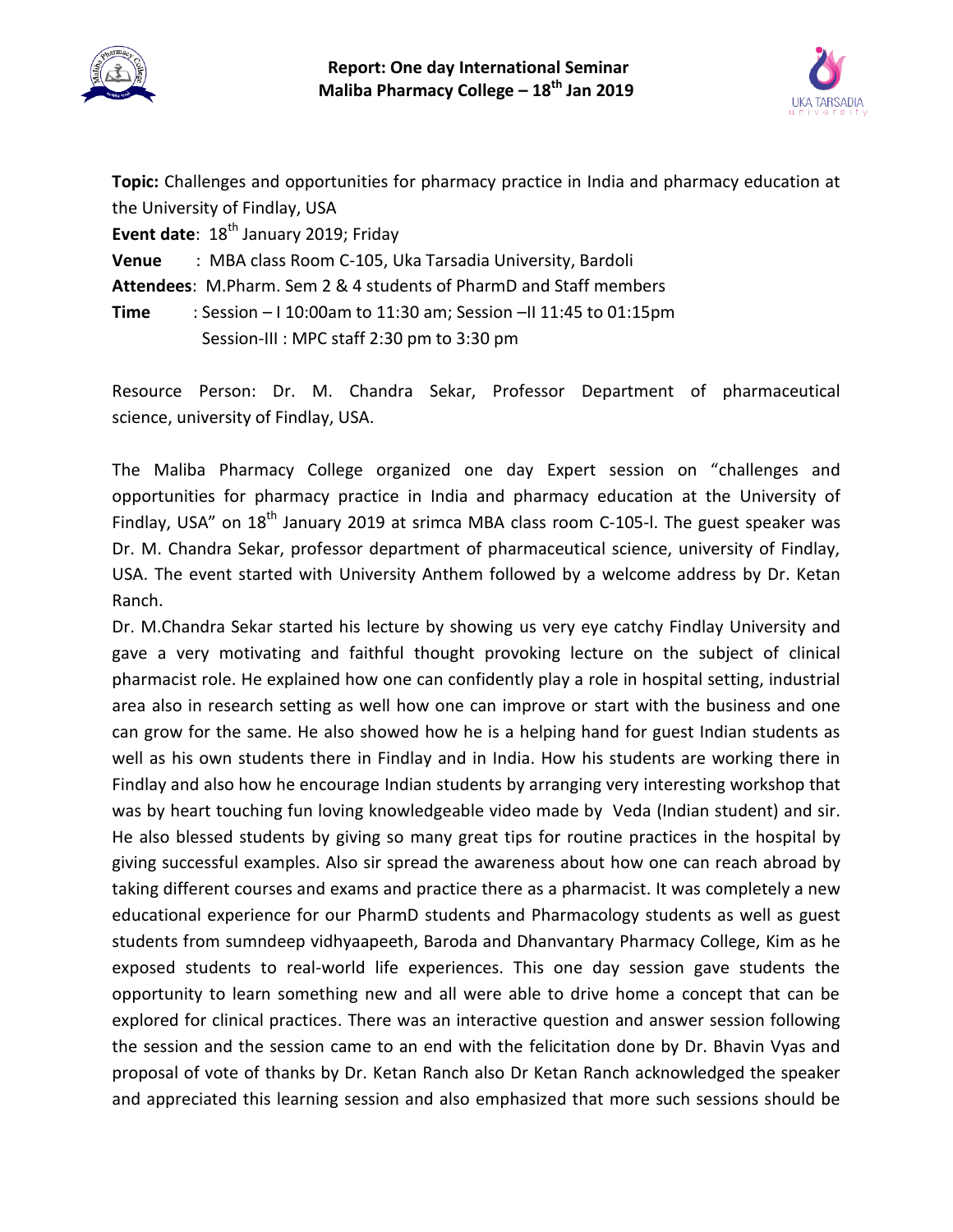# Report: One day International Seminar
## Maliba Pharmacy College – 18th Jan 2019

**Topic:** Challenges and opportunities for pharmacy practice in India and pharmacy education at the University of Findlay, USA

**Event date**: 18th January 2019; Friday

**Venue** : MBA class Room C-105, Uka Tarsadia University, Bardoli

**Attendees**: M.Pharm. Sem 2 & 4 students of PharmD and Staff members

**Time** : Session – I 10:00am to 11:30 am; Session –II 11:45 to 01:15pm
Session-III : MPC staff 2:30 pm to 3:30 pm

Resource Person: Dr. M. Chandra Sekar, Professor Department of pharmaceutical science, university of Findlay, USA.

The Maliba Pharmacy College organized one day Expert session on "challenges and opportunities for pharmacy practice in India and pharmacy education at the University of Findlay, USA" on 18th January 2019 at srimca MBA class room C-105-l. The guest speaker was Dr. M. Chandra Sekar, professor department of pharmaceutical science, university of Findlay, USA. The event started with University Anthem followed by a welcome address by Dr. Ketan Ranch.

Dr. M.Chandra Sekar started his lecture by showing us very eye catchy Findlay University and gave a very motivating and faithful thought provoking lecture on the subject of clinical pharmacist role. He explained how one can confidently play a role in hospital setting, industrial area also in research setting as well how one can improve or start with the business and one can grow for the same. He also showed how he is a helping hand for guest Indian students as well as his own students there in Findlay and in India. How his students are working there in Findlay and also how he encourage Indian students by arranging very interesting workshop that was by heart touching fun loving knowledgeable video made by Veda (Indian student) and sir. He also blessed students by giving so many great tips for routine practices in the hospital by giving successful examples. Also sir spread the awareness about how one can reach abroad by taking different courses and exams and practice there as a pharmacist. It was completely a new educational experience for our PharmD students and Pharmacology students as well as guest students from sumndeep vidhyaapeeth, Baroda and Dhanvantary Pharmacy College, Kim as he exposed students to real-world life experiences. This one day session gave students the opportunity to learn something new and all were able to drive home a concept that can be explored for clinical practices. There was an interactive question and answer session following the session and the session came to an end with the felicitation done by Dr. Bhavin Vyas and proposal of vote of thanks by Dr. Ketan Ranch also Dr Ketan Ranch acknowledged the speaker and appreciated this learning session and also emphasized that more such sessions should be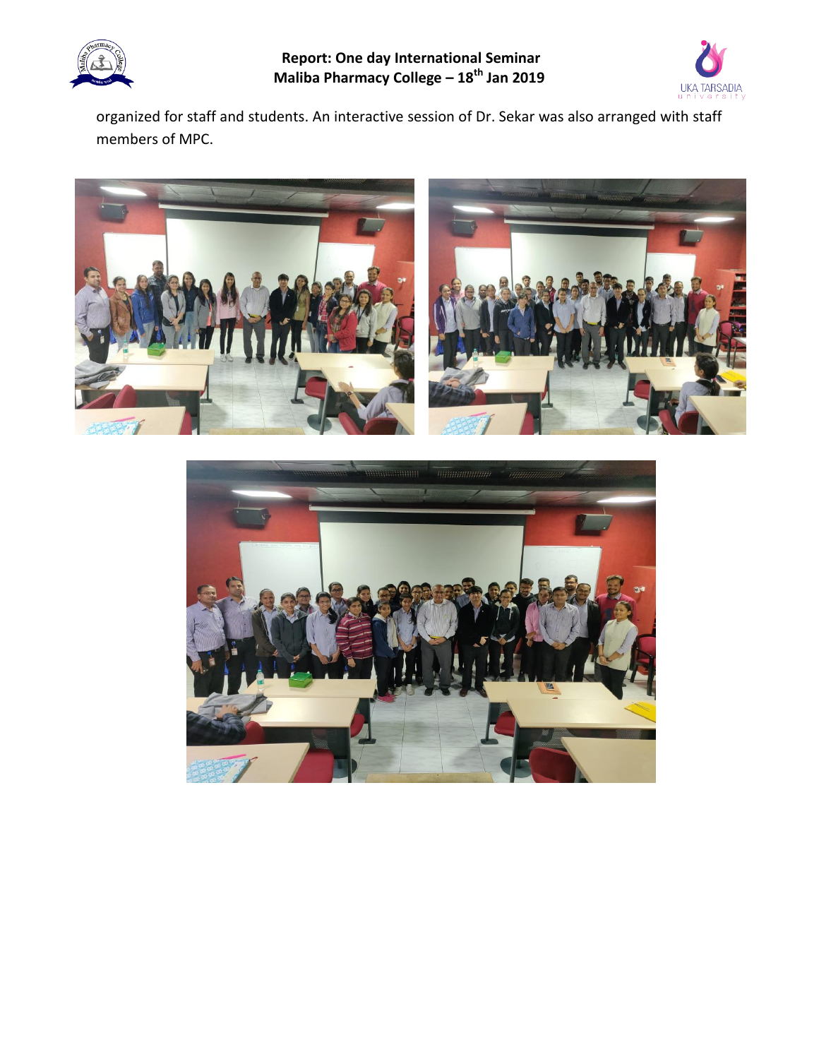organized for staff and students. An interactive session of Dr. Sekar was also arranged with staff members of MPC.